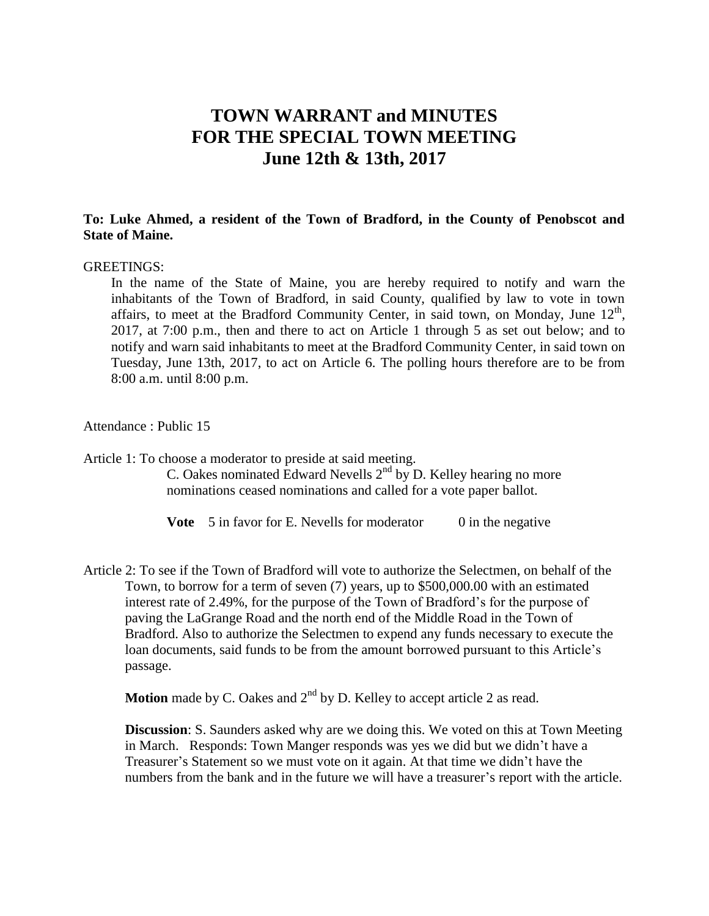# TOWN WARRANT and MINUTES FOR THE SPECIAL TOWN MEETING June 12th & 13th, 2017

**To: Luke Ahmed, a resident of the Town of Bradford, in the County of Penobscot and State of Maine.**

GREETINGS:

In the name of the State of Maine, you are hereby required to notify and warn the inhabitants of the Town of Bradford, in said County, qualified by law to vote in town affairs, to meet at the Bradford Community Center, in said town, on Monday, June 12th, 2017, at 7:00 p.m., then and there to act on Article 1 through 5 as set out below; and to notify and warn said inhabitants to meet at the Bradford Community Center, in said town on Tuesday, June 13th, 2017, to act on Article 6. The polling hours therefore are to be from 8:00 a.m. until 8:00 p.m.

Attendance : Public 15

Article 1: To choose a moderator to preside at said meeting.

C. Oakes nominated Edward Nevells 2nd by D. Kelley hearing no more nominations ceased nominations and called for a vote paper ballot.

**Vote** 5 in favor for E. Nevells for moderator 0 in the negative

Article 2: To see if the Town of Bradford will vote to authorize the Selectmen, on behalf of the Town, to borrow for a term of seven (7) years, up to $500,000.00 with an estimated interest rate of 2.49%, for the purpose of the Town of Bradford's for the purpose of paving the LaGrange Road and the north end of the Middle Road in the Town of Bradford. Also to authorize the Selectmen to expend any funds necessary to execute the loan documents, said funds to be from the amount borrowed pursuant to this Article's passage.

**Motion** made by C. Oakes and 2nd by D. Kelley to accept article 2 as read.

**Discussion**: S. Saunders asked why are we doing this. We voted on this at Town Meeting in March. Responds: Town Manger responds was yes we did but we didn't have a Treasurer's Statement so we must vote on it again. At that time we didn't have the numbers from the bank and in the future we will have a treasurer's report with the article.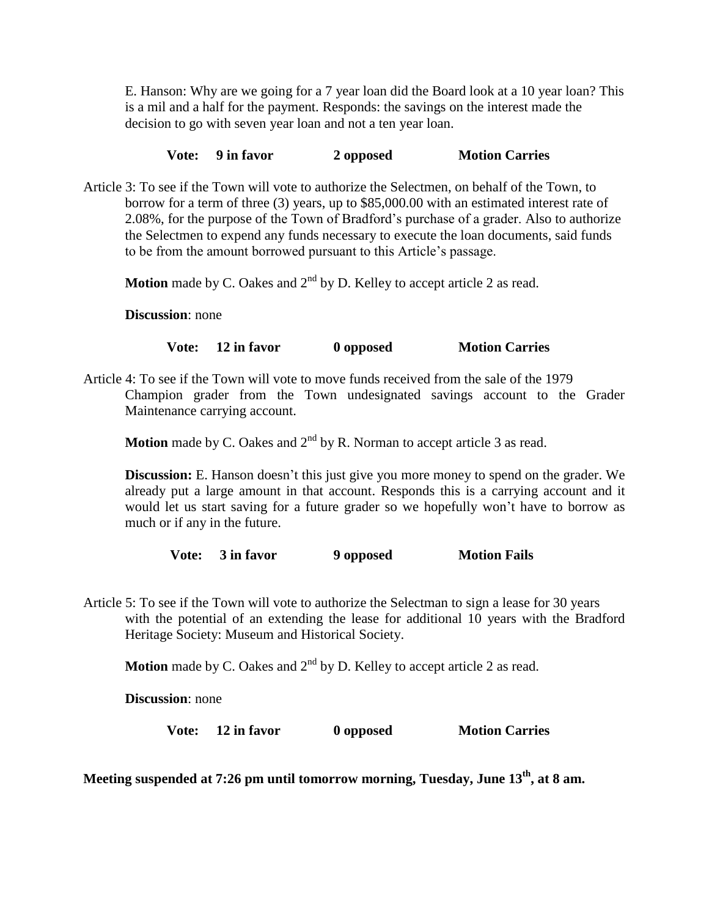E. Hanson: Why are we going for a 7 year loan did the Board look at a 10 year loan? This is a mil and a half for the payment. Responds: the savings on the interest made the decision to go with seven year loan and not a ten year loan.

**Vote: 9 in favor 2 opposed Motion Carries**

Article 3: To see if the Town will vote to authorize the Selectmen, on behalf of the Town, to borrow for a term of three (3) years, up to $85,000.00 with an estimated interest rate of 2.08%, for the purpose of the Town of Bradford's purchase of a grader. Also to authorize the Selectmen to expend any funds necessary to execute the loan documents, said funds to be from the amount borrowed pursuant to this Article's passage.

**Motion** made by C. Oakes and 2nd by D. Kelley to accept article 2 as read.

**Discussion**: none

**Vote: 12 in favor 0 opposed Motion Carries**

Article 4: To see if the Town will vote to move funds received from the sale of the 1979 Champion grader from the Town undesignated savings account to the Grader Maintenance carrying account.

**Motion** made by C. Oakes and 2nd by R. Norman to accept article 3 as read.

**Discussion:** E. Hanson doesn't this just give you more money to spend on the grader. We already put a large amount in that account. Responds this is a carrying account and it would let us start saving for a future grader so we hopefully won't have to borrow as much or if any in the future.

**Vote: 3 in favor 9 opposed Motion Fails**

Article 5: To see if the Town will vote to authorize the Selectman to sign a lease for 30 years with the potential of an extending the lease for additional 10 years with the Bradford Heritage Society: Museum and Historical Society.

**Motion** made by C. Oakes and 2nd by D. Kelley to accept article 2 as read.

**Discussion**: none

**Vote: 12 in favor 0 opposed Motion Carries**

**Meeting suspended at 7:26 pm until tomorrow morning, Tuesday, June 13th, at 8 am.**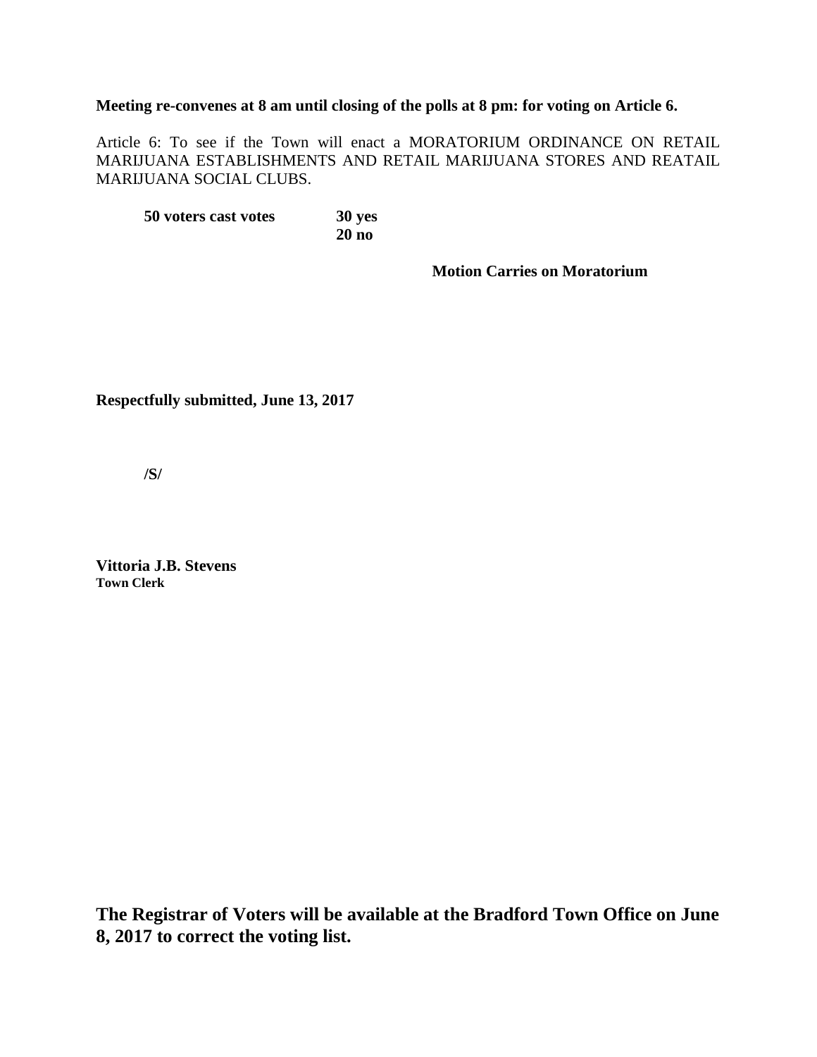**Meeting re-convenes at 8 am until closing of the polls at 8 pm: for voting on Article 6.**

Article 6: To see if the Town will enact a MORATORIUM ORDINANCE ON RETAIL MARIJUANA ESTABLISHMENTS AND RETAIL MARIJUANA STORES AND REATAIL MARIJUANA SOCIAL CLUBS.

| | |
|---|---|
| **50 voters cast votes** | **30 yes** |
| | **20 no** |

**Motion Carries on Moratorium**

**Respectfully submitted, June 13, 2017**

**/S/**

**Vittoria J.B. Stevens**
**Town Clerk**

**The Registrar of Voters will be available at the Bradford Town Office on June 8, 2017 to correct the voting list.**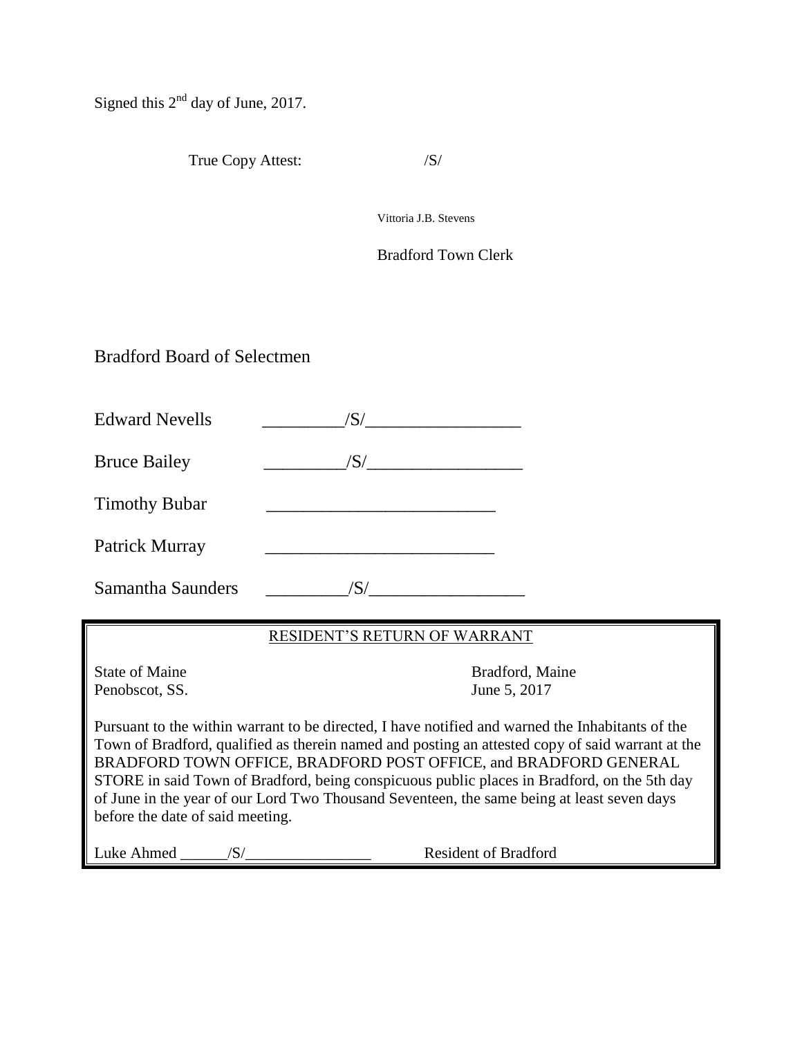Signed this 2nd day of June, 2017.

True Copy Attest: /S/

Vittoria J.B. Stevens

Bradford Town Clerk

Bradford Board of Selectmen

Edward Nevells _________/S/_________________

Bruce Bailey _________/S/_________________

Timothy Bubar _________________________

Patrick Murray _________________________

Samantha Saunders _________/S/_________________

RESIDENT'S RETURN OF WARRANT

State of Maine
Penobscot, SS.

Bradford, Maine
June 5, 2017

Pursuant to the within warrant to be directed, I have notified and warned the Inhabitants of the Town of Bradford, qualified as therein named and posting an attested copy of said warrant at the BRADFORD TOWN OFFICE, BRADFORD POST OFFICE, and BRADFORD GENERAL STORE in said Town of Bradford, being conspicuous public places in Bradford, on the 5th day of June in the year of our Lord Two Thousand Seventeen, the same being at least seven days before the date of said meeting.

Luke Ahmed ______/S/________________ Resident of Bradford